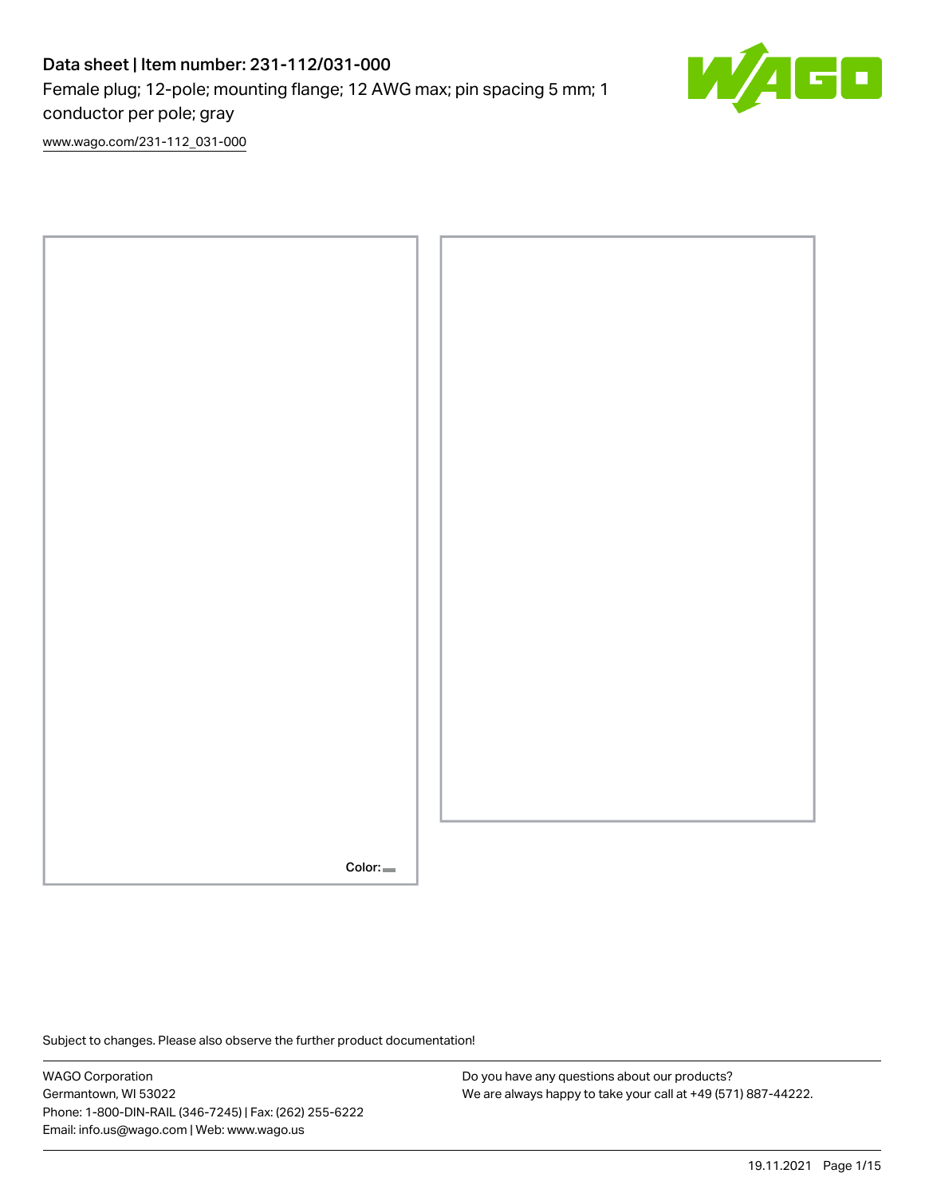# Data sheet | Item number: 231-112/031-000

Female plug; 12-pole; mounting flange; 12 AWG max; pin spacing 5 mm; 1 conductor per pole; gray

www.wago.com/231-112_031-000

Color:

Subject to changes. Please also observe the further product documentation!

WAGO Corporation
Germantown, WI 53022
Phone: 1-800-DIN-RAIL (346-7245) | Fax: (262) 255-6222
Email: info.us@wago.com | Web: www.wago.us

Do you have any questions about our products?
We are always happy to take your call at +49 (571) 887-44222.

19.11.2021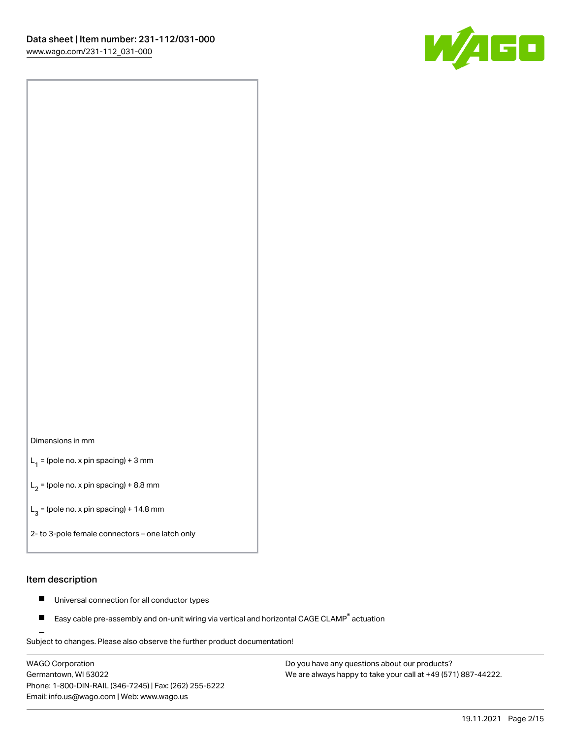Dimensions in mm

$L_1$ = (pole no. x pin spacing) + 3 mm

$L_2$ = (pole no. x pin spacing) + 8.8 mm

$L_3$ = (pole no. x pin spacing) + 14.8 mm

2- to 3-pole female connectors – one latch only

## Item description

- Universal connection for all conductor types
- Easy cable pre-assembly and on-unit wiring via vertical and horizontal CAGE CLAMP® actuation

Subject to changes. Please also observe the further product documentation!

WAGO Corporation
Germantown, WI 53022
Phone: 1-800-DIN-RAIL (346-7245) | Fax: (262) 255-6222
Email: info.us@wago.com | Web: www.wago.us

Do you have any questions about our products?
We are always happy to take your call at +49 (571) 887-44222.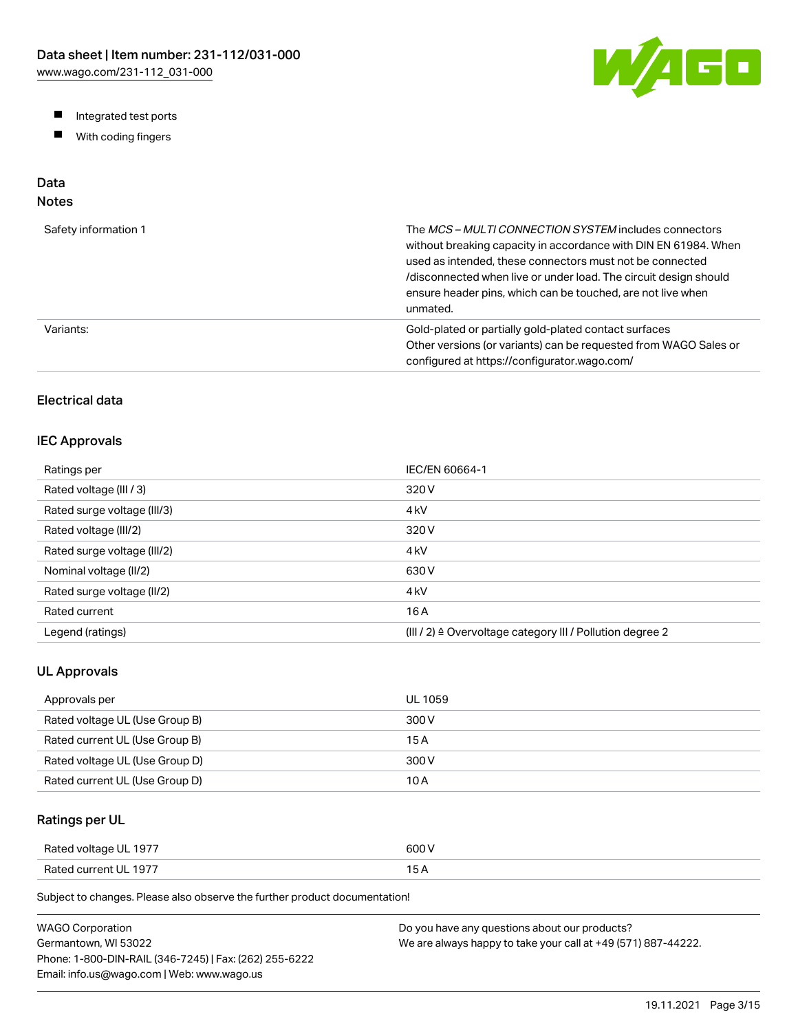- Integrated test ports
- With coding fingers

## Data

### Notes

| | |
|---|---|
| Safety information 1 | The *MCS – MULTI CONNECTION SYSTEM* includes connectors without breaking capacity in accordance with DIN EN 61984. When used as intended, these connectors must not be connected /disconnected when live or under load. The circuit design should ensure header pins, which can be touched, are not live when unmated. |
| Variants: | Gold-plated or partially gold-plated contact surfaces<br>Other versions (or variants) can be requested from WAGO Sales or configured at https://configurator.wago.com/ |

### Electrical data

### IEC Approvals

| | |
|---|---|
| Ratings per | IEC/EN 60664-1 |
| Rated voltage (III / 3) | 320 V |
| Rated surge voltage (III/3) | 4 kV |
| Rated voltage (III/2) | 320 V |
| Rated surge voltage (III/2) | 4 kV |
| Nominal voltage (II/2) | 630 V |
| Rated surge voltage (II/2) | 4 kV |
| Rated current | 16 A |
| Legend (ratings) | (III / 2) ≙ Overvoltage category III / Pollution degree 2 |

### UL Approvals

| | |
|---|---|
| Approvals per | UL 1059 |
| Rated voltage UL (Use Group B) | 300 V |
| Rated current UL (Use Group B) | 15 A |
| Rated voltage UL (Use Group D) | 300 V |
| Rated current UL (Use Group D) | 10 A |

### Ratings per UL

| | |
|---|---|
| Rated voltage UL 1977 | 600 V |
| Rated current UL 1977 | 15 A |

Subject to changes. Please also observe the further product documentation!

WAGO Corporation
Germantown, WI 53022
Phone: 1-800-DIN-RAIL (346-7245) | Fax: (262) 255-6222
Email: info.us@wago.com | Web: www.wago.us

Do you have any questions about our products?
We are always happy to take your call at +49 (571) 887-44222.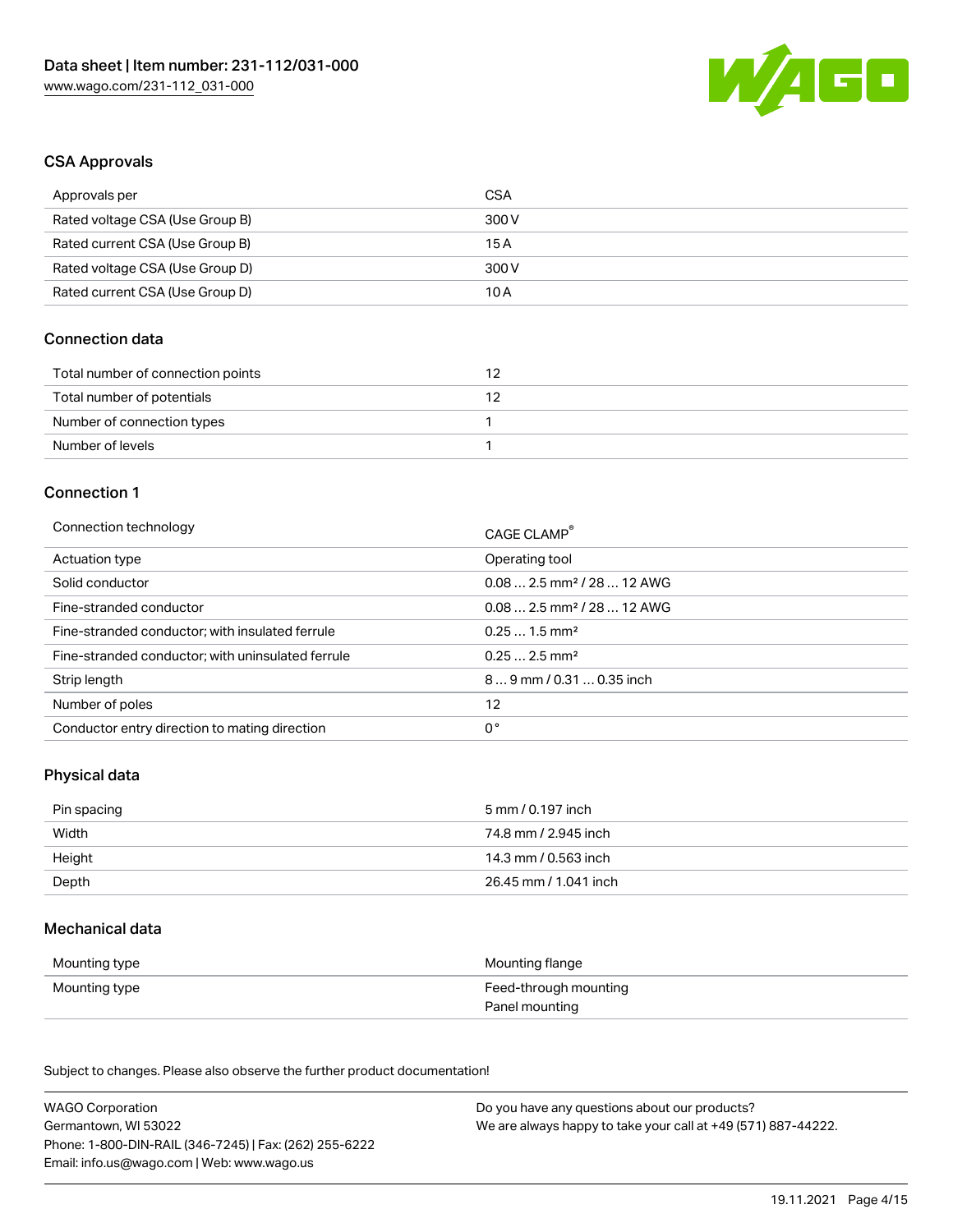## CSA Approvals

| Approvals per | CSA |
| --- | --- |
| Rated voltage CSA (Use Group B) | 300 V |
| Rated current CSA (Use Group B) | 15 A |
| Rated voltage CSA (Use Group D) | 300 V |
| Rated current CSA (Use Group D) | 10 A |

## Connection data

| Total number of connection points | 12 |
| --- | --- |
| Total number of potentials | 12 |
| Number of connection types | 1 |
| Number of levels | 1 |

## Connection 1

| Connection technology | CAGE CLAMP® |
| --- | --- |
| Actuation type | Operating tool |
| Solid conductor | 0.08 … 2.5 mm² / 28 … 12 AWG |
| Fine-stranded conductor | 0.08 … 2.5 mm² / 28 … 12 AWG |
| Fine-stranded conductor; with insulated ferrule | 0.25 … 1.5 mm² |
| Fine-stranded conductor; with uninsulated ferrule | 0.25 … 2.5 mm² |
| Strip length | 8 … 9 mm / 0.31 … 0.35 inch |
| Number of poles | 12 |
| Conductor entry direction to mating direction | 0 ° |

## Physical data

| Pin spacing | 5 mm / 0.197 inch |
| --- | --- |
| Width | 74.8 mm / 2.945 inch |
| Height | 14.3 mm / 0.563 inch |
| Depth | 26.45 mm / 1.041 inch |

## Mechanical data

| Mounting type | Mounting flange |
| --- | --- |
| Mounting type | Feed-through mounting<br>Panel mounting |

Subject to changes. Please also observe the further product documentation!

WAGO Corporation
Germantown, WI 53022
Phone: 1-800-DIN-RAIL (346-7245) | Fax: (262) 255-6222
Email: info.us@wago.com | Web: www.wago.us

Do you have any questions about our products?
We are always happy to take your call at +49 (571) 887-44222.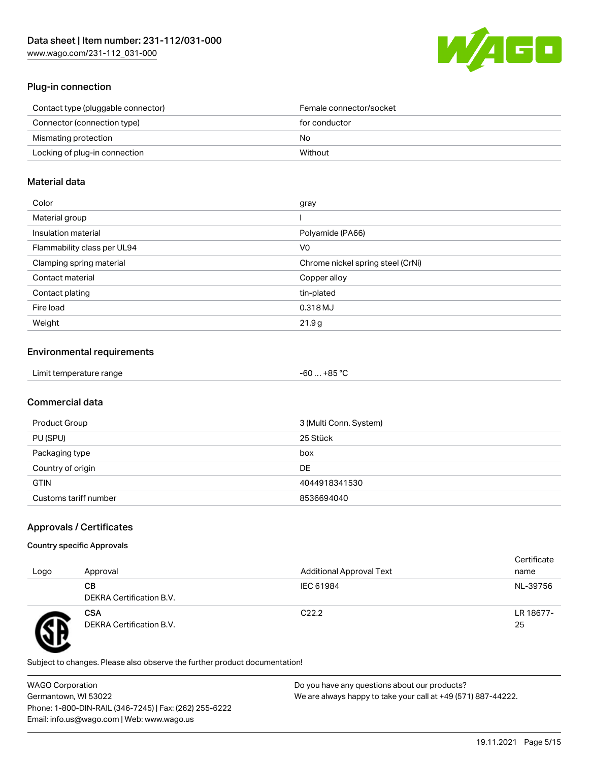## Plug-in connection

| | |
|---|---|
| Contact type (pluggable connector) | Female connector/socket |
| Connector (connection type) | for conductor |
| Mismating protection | No |
| Locking of plug-in connection | Without |

## Material data

| | |
|---|---|
| Color | gray |
| Material group | I |
| Insulation material | Polyamide (PA66) |
| Flammability class per UL94 | V0 |
| Clamping spring material | Chrome nickel spring steel (CrNi) |
| Contact material | Copper alloy |
| Contact plating | tin-plated |
| Fire load | 0.318 MJ |
| Weight | 21.9 g |

## Environmental requirements

| | |
|---|---|
| Limit temperature range | -60 … +85 °C |

## Commercial data

| | |
|---|---|
| Product Group | 3 (Multi Conn. System) |
| PU (SPU) | 25 Stück |
| Packaging type | box |
| Country of origin | DE |
| GTIN | 4044918341530 |
| Customs tariff number | 8536694040 |

## Approvals / Certificates

### Country specific Approvals

| Logo | Approval | Additional Approval Text | Certificate name |
|---|---|---|---|
| | **CB**<br>DEKRA Certification B.V. | IEC 61984 | NL-39756 |
| | **CSA**<br>DEKRA Certification B.V. | C22.2 | LR 18677-25 |

Subject to changes. Please also observe the further product documentation!

WAGO Corporation
Germantown, WI 53022
Phone: 1-800-DIN-RAIL (346-7245) | Fax: (262) 255-6222
Email: info.us@wago.com | Web: www.wago.us

Do you have any questions about our products?
We are always happy to take your call at +49 (571) 887-44222.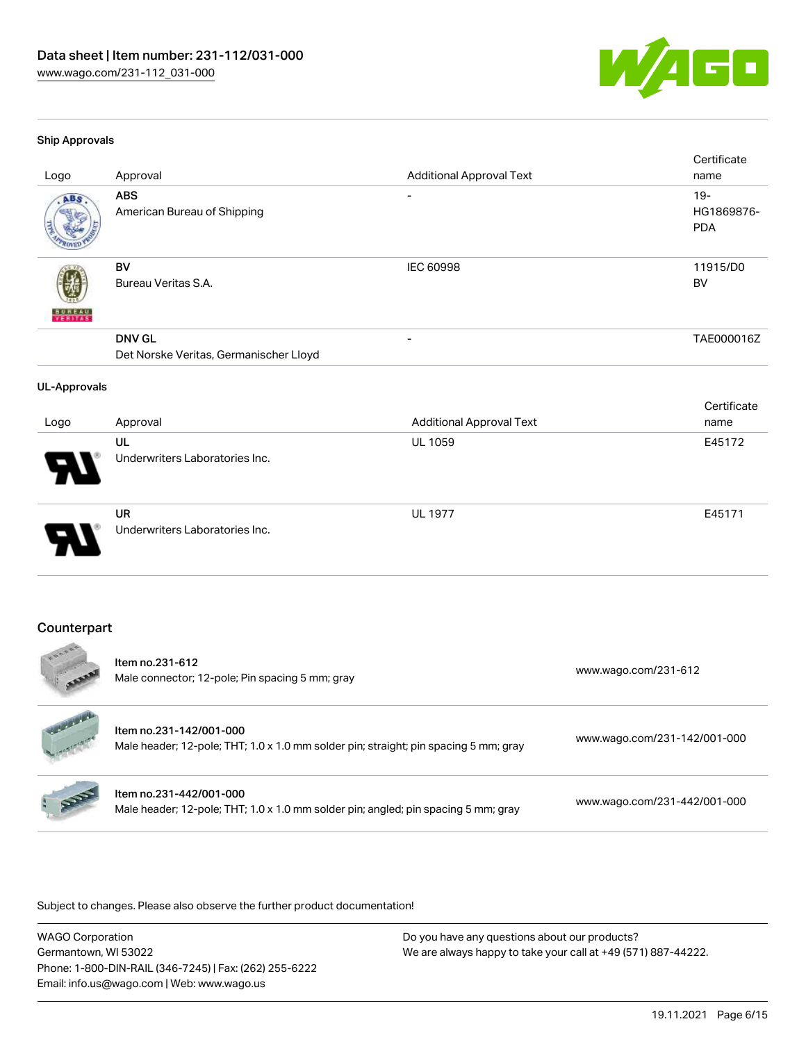### Ship Approvals

| Logo | Approval | Additional Approval Text | Certificate name |
|---|---|---|---|
| | **ABS** American Bureau of Shipping | - | 19-HG1869876-PDA |
| | **BV** Bureau Veritas S.A. | IEC 60998 | 11915/D0 BV |
| | **DNV GL** Det Norske Veritas, Germanischer Lloyd | - | TAE000016Z |

### UL-Approvals

| Logo | Approval | Additional Approval Text | Certificate name |
|---|---|---|---|
| | **UL** Underwriters Laboratories Inc. | UL 1059 | E45172 |
| | **UR** Underwriters Laboratories Inc. | UL 1977 | E45171 |

## Counterpart

| | Item | Link |
|---|---|---|
| | **Item no.231-612** Male connector; 12-pole; Pin spacing 5 mm; gray | www.wago.com/231-612 |
| | **Item no.231-142/001-000** Male header; 12-pole; THT; 1.0 x 1.0 mm solder pin; straight; pin spacing 5 mm; gray | www.wago.com/231-142/001-000 |
| | **Item no.231-442/001-000** Male header; 12-pole; THT; 1.0 x 1.0 mm solder pin; angled; pin spacing 5 mm; gray | www.wago.com/231-442/001-000 |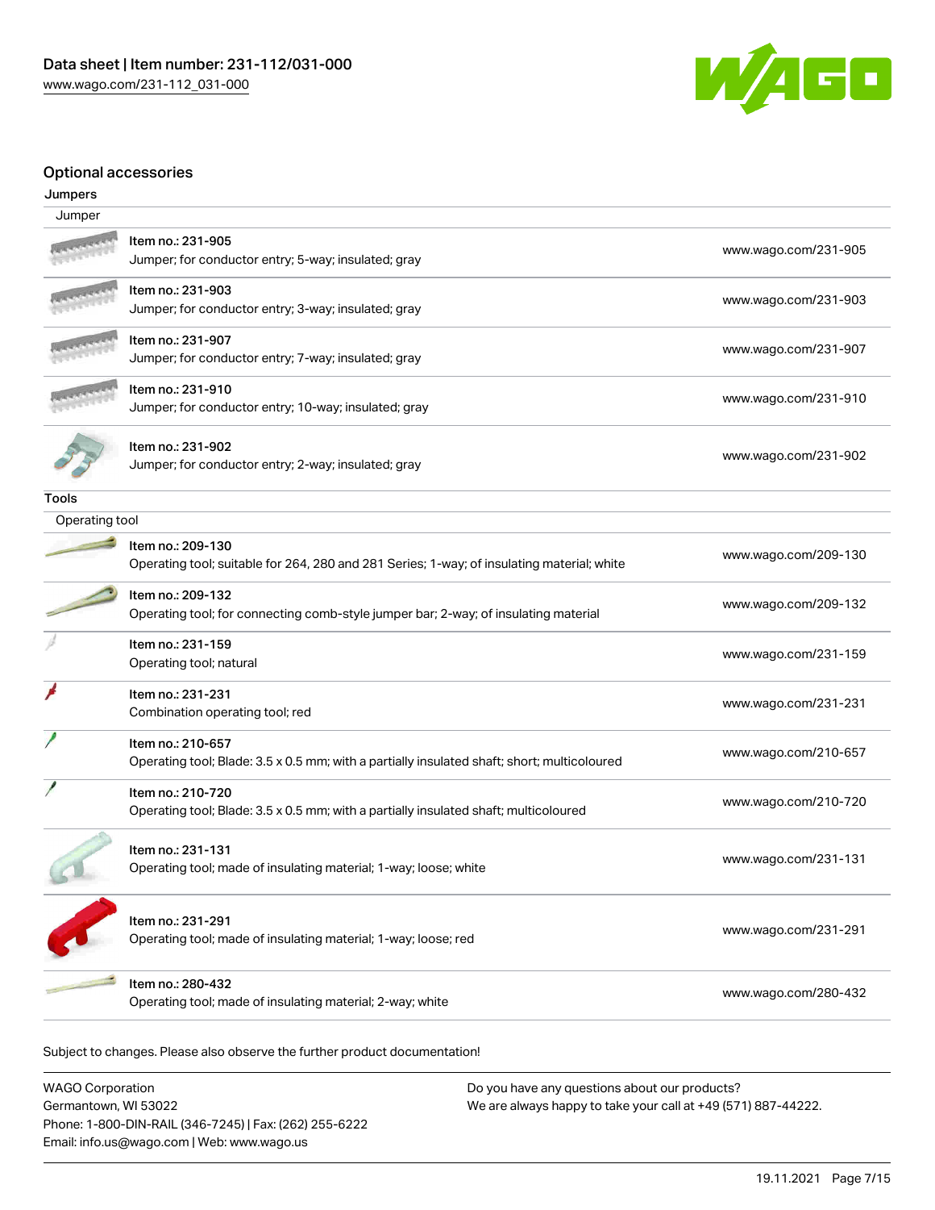## Optional accessories

### Jumpers

| Jumper | |
|---|---|
| Item no.: 231-905<br>Jumper; for conductor entry; 5-way; insulated; gray | www.wago.com/231-905 |
| Item no.: 231-903<br>Jumper; for conductor entry; 3-way; insulated; gray | www.wago.com/231-903 |
| Item no.: 231-907<br>Jumper; for conductor entry; 7-way; insulated; gray | www.wago.com/231-907 |
| Item no.: 231-910<br>Jumper; for conductor entry; 10-way; insulated; gray | www.wago.com/231-910 |
| Item no.: 231-902<br>Jumper; for conductor entry; 2-way; insulated; gray | www.wago.com/231-902 |

### Tools

| Operating tool | |
|---|---|
| Item no.: 209-130<br>Operating tool; suitable for 264, 280 and 281 Series; 1-way; of insulating material; white | www.wago.com/209-130 |
| Item no.: 209-132<br>Operating tool; for connecting comb-style jumper bar; 2-way; of insulating material | www.wago.com/209-132 |
| Item no.: 231-159<br>Operating tool; natural | www.wago.com/231-159 |
| Item no.: 231-231<br>Combination operating tool; red | www.wago.com/231-231 |
| Item no.: 210-657<br>Operating tool; Blade: 3.5 x 0.5 mm; with a partially insulated shaft; short; multicoloured | www.wago.com/210-657 |
| Item no.: 210-720<br>Operating tool; Blade: 3.5 x 0.5 mm; with a partially insulated shaft; multicoloured | www.wago.com/210-720 |
| Item no.: 231-131<br>Operating tool; made of insulating material; 1-way; loose; white | www.wago.com/231-131 |
| Item no.: 231-291<br>Operating tool; made of insulating material; 1-way; loose; red | www.wago.com/231-291 |
| Item no.: 280-432<br>Operating tool; made of insulating material; 2-way; white | www.wago.com/280-432 |

Subject to changes. Please also observe the further product documentation!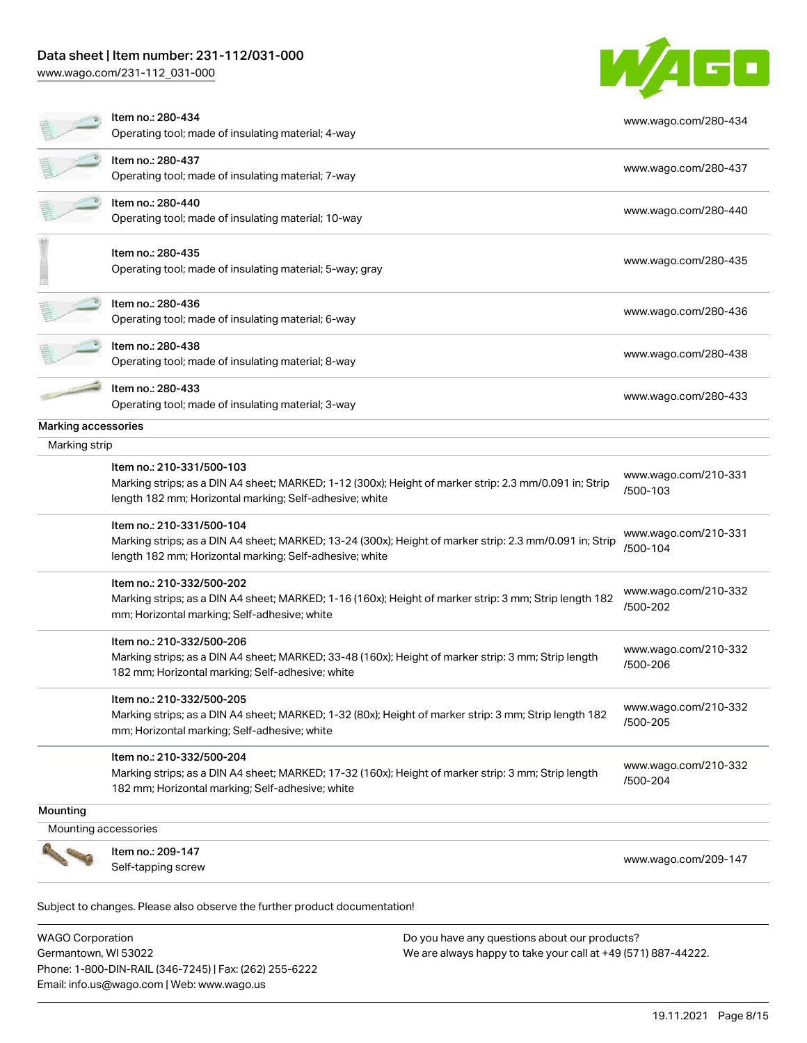| | | |
|---|---|---|
| | Item no.: 280-434<br>Operating tool; made of insulating material; 4-way | www.wago.com/280-434 |
| | Item no.: 280-437<br>Operating tool; made of insulating material; 7-way | www.wago.com/280-437 |
| | Item no.: 280-440<br>Operating tool; made of insulating material; 10-way | www.wago.com/280-440 |
| | Item no.: 280-435<br>Operating tool; made of insulating material; 5-way; gray | www.wago.com/280-435 |
| | Item no.: 280-436<br>Operating tool; made of insulating material; 6-way | www.wago.com/280-436 |
| | Item no.: 280-438<br>Operating tool; made of insulating material; 8-way | www.wago.com/280-438 |
| | Item no.: 280-433<br>Operating tool; made of insulating material; 3-way | www.wago.com/280-433 |

**Marking accessories**

Marking strip

| | | |
|---|---|---|
| | Item no.: 210-331/500-103<br>Marking strips; as a DIN A4 sheet; MARKED; 1-12 (300x); Height of marker strip: 2.3 mm/0.091 in; Strip length 182 mm; Horizontal marking; Self-adhesive; white | www.wago.com/210-331/500-103 |
| | Item no.: 210-331/500-104<br>Marking strips; as a DIN A4 sheet; MARKED; 13-24 (300x); Height of marker strip: 2.3 mm/0.091 in; Strip length 182 mm; Horizontal marking; Self-adhesive; white | www.wago.com/210-331/500-104 |
| | Item no.: 210-332/500-202<br>Marking strips; as a DIN A4 sheet; MARKED; 1-16 (160x); Height of marker strip: 3 mm; Strip length 182 mm; Horizontal marking; Self-adhesive; white | www.wago.com/210-332/500-202 |
| | Item no.: 210-332/500-206<br>Marking strips; as a DIN A4 sheet; MARKED; 33-48 (160x); Height of marker strip: 3 mm; Strip length 182 mm; Horizontal marking; Self-adhesive; white | www.wago.com/210-332/500-206 |
| | Item no.: 210-332/500-205<br>Marking strips; as a DIN A4 sheet; MARKED; 1-32 (80x); Height of marker strip: 3 mm; Strip length 182 mm; Horizontal marking; Self-adhesive; white | www.wago.com/210-332/500-205 |
| | Item no.: 210-332/500-204<br>Marking strips; as a DIN A4 sheet; MARKED; 17-32 (160x); Height of marker strip: 3 mm; Strip length 182 mm; Horizontal marking; Self-adhesive; white | www.wago.com/210-332/500-204 |

**Mounting**

Mounting accessories

| | | |
|---|---|---|
| | Item no.: 209-147<br>Self-tapping screw | www.wago.com/209-147 |

Subject to changes. Please also observe the further product documentation!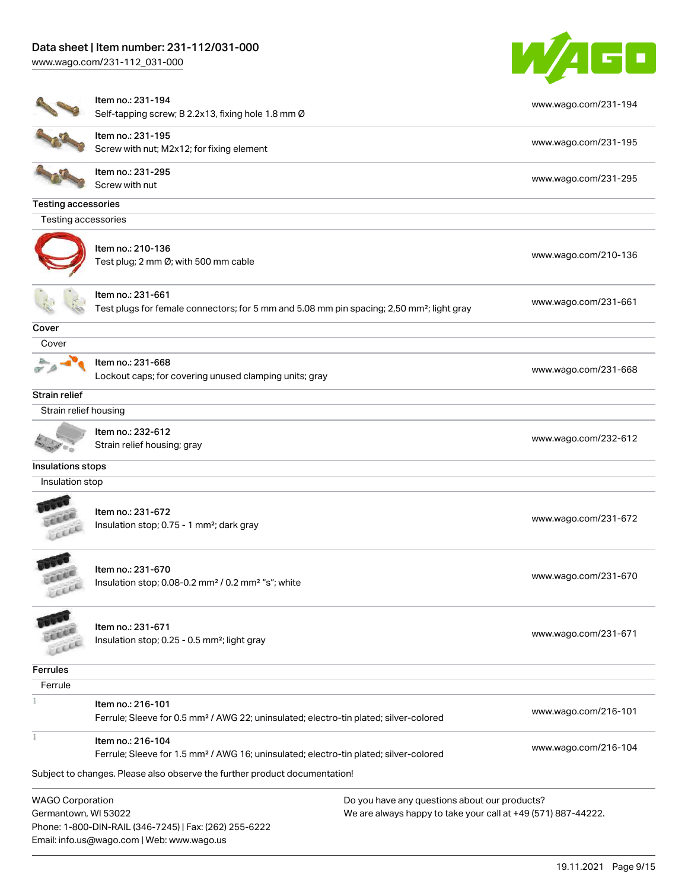| | | |
|---|---|---|
| Item no.: 231-194<br>Self-tapping screw; B 2.2x13, fixing hole 1.8 mm Ø | www.wago.com/231-194 |
| Item no.: 231-195<br>Screw with nut; M2x12; for fixing element | www.wago.com/231-195 |
| Item no.: 231-295<br>Screw with nut | www.wago.com/231-295 |

**Testing accessories**

Testing accessories

| | |
|---|---|
| Item no.: 210-136<br>Test plug; 2 mm Ø; with 500 mm cable | www.wago.com/210-136 |
| Item no.: 231-661<br>Test plugs for female connectors; for 5 mm and 5.08 mm pin spacing; 2,50 mm²; light gray | www.wago.com/231-661 |

**Cover**

Cover

| | |
|---|---|
| Item no.: 231-668<br>Lockout caps; for covering unused clamping units; gray | www.wago.com/231-668 |

**Strain relief**

Strain relief housing

| | |
|---|---|
| Item no.: 232-612<br>Strain relief housing; gray | www.wago.com/232-612 |

**Insulations stops**

Insulation stop

| | |
|---|---|
| Item no.: 231-672<br>Insulation stop; 0.75 - 1 mm²; dark gray | www.wago.com/231-672 |
| Item no.: 231-670<br>Insulation stop; 0.08-0.2 mm² / 0.2 mm² "s"; white | www.wago.com/231-670 |
| Item no.: 231-671<br>Insulation stop; 0.25 - 0.5 mm²; light gray | www.wago.com/231-671 |

**Ferrules**

Ferrule

| | |
|---|---|
| Item no.: 216-101<br>Ferrule; Sleeve for 0.5 mm² / AWG 22; uninsulated; electro-tin plated; silver-colored | www.wago.com/216-101 |
| Item no.: 216-104<br>Ferrule; Sleeve for 1.5 mm² / AWG 16; uninsulated; electro-tin plated; silver-colored | www.wago.com/216-104 |

Subject to changes. Please also observe the further product documentation!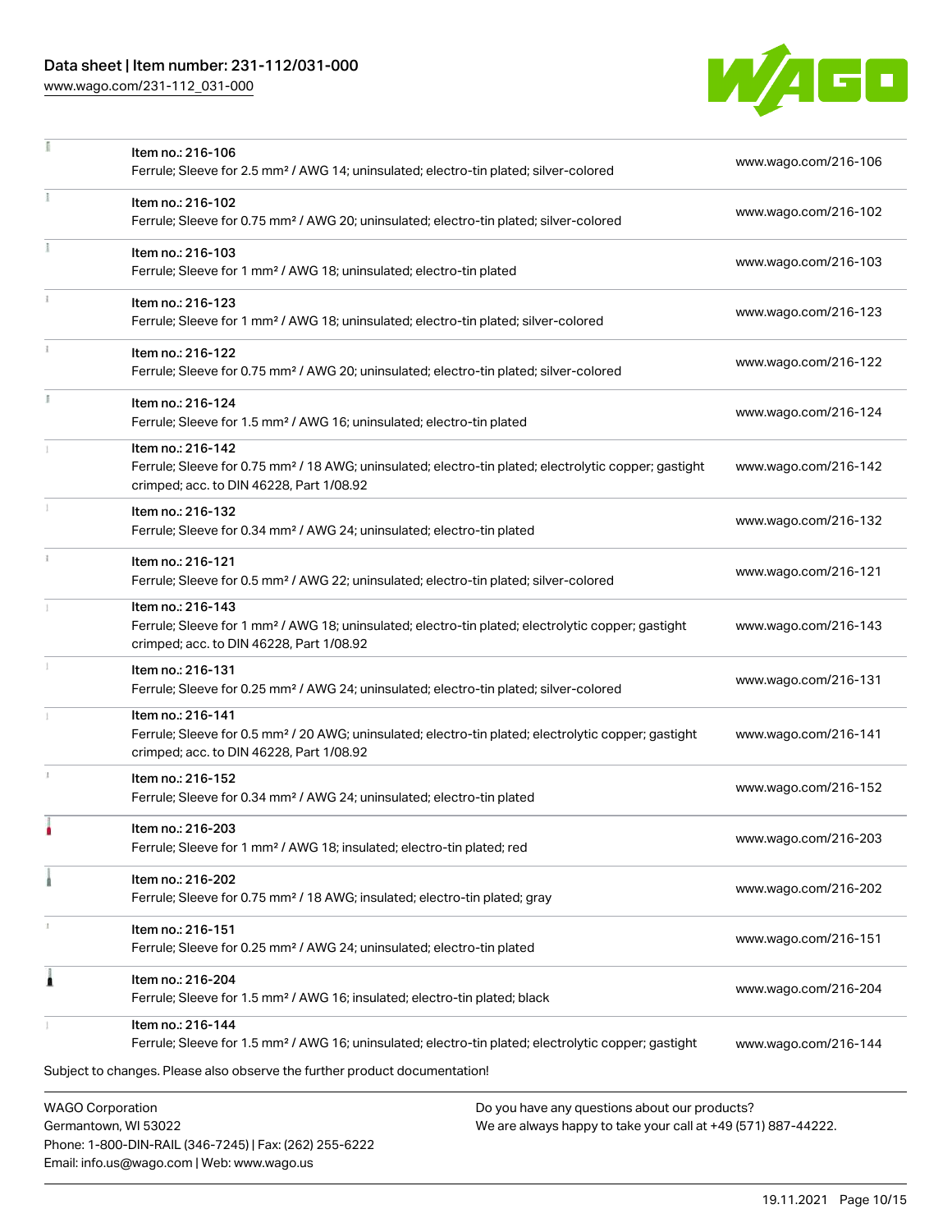| Item | Link |
| --- | --- |
| Item no.: 216-106<br>Ferrule; Sleeve for 2.5 mm² / AWG 14; uninsulated; electro-tin plated; silver-colored | www.wago.com/216-106 |
| Item no.: 216-102<br>Ferrule; Sleeve for 0.75 mm² / AWG 20; uninsulated; electro-tin plated; silver-colored | www.wago.com/216-102 |
| Item no.: 216-103<br>Ferrule; Sleeve for 1 mm² / AWG 18; uninsulated; electro-tin plated | www.wago.com/216-103 |
| Item no.: 216-123<br>Ferrule; Sleeve for 1 mm² / AWG 18; uninsulated; electro-tin plated; silver-colored | www.wago.com/216-123 |
| Item no.: 216-122<br>Ferrule; Sleeve for 0.75 mm² / AWG 20; uninsulated; electro-tin plated; silver-colored | www.wago.com/216-122 |
| Item no.: 216-124<br>Ferrule; Sleeve for 1.5 mm² / AWG 16; uninsulated; electro-tin plated | www.wago.com/216-124 |
| Item no.: 216-142<br>Ferrule; Sleeve for 0.75 mm² / 18 AWG; uninsulated; electro-tin plated; electrolytic copper; gastight crimped; acc. to DIN 46228, Part 1/08.92 | www.wago.com/216-142 |
| Item no.: 216-132<br>Ferrule; Sleeve for 0.34 mm² / AWG 24; uninsulated; electro-tin plated | www.wago.com/216-132 |
| Item no.: 216-121<br>Ferrule; Sleeve for 0.5 mm² / AWG 22; uninsulated; electro-tin plated; silver-colored | www.wago.com/216-121 |
| Item no.: 216-143<br>Ferrule; Sleeve for 1 mm² / AWG 18; uninsulated; electro-tin plated; electrolytic copper; gastight crimped; acc. to DIN 46228, Part 1/08.92 | www.wago.com/216-143 |
| Item no.: 216-131<br>Ferrule; Sleeve for 0.25 mm² / AWG 24; uninsulated; electro-tin plated; silver-colored | www.wago.com/216-131 |
| Item no.: 216-141<br>Ferrule; Sleeve for 0.5 mm² / 20 AWG; uninsulated; electro-tin plated; electrolytic copper; gastight crimped; acc. to DIN 46228, Part 1/08.92 | www.wago.com/216-141 |
| Item no.: 216-152<br>Ferrule; Sleeve for 0.34 mm² / AWG 24; uninsulated; electro-tin plated | www.wago.com/216-152 |
| Item no.: 216-203<br>Ferrule; Sleeve for 1 mm² / AWG 18; insulated; electro-tin plated; red | www.wago.com/216-203 |
| Item no.: 216-202<br>Ferrule; Sleeve for 0.75 mm² / 18 AWG; insulated; electro-tin plated; gray | www.wago.com/216-202 |
| Item no.: 216-151<br>Ferrule; Sleeve for 0.25 mm² / AWG 24; uninsulated; electro-tin plated | www.wago.com/216-151 |
| Item no.: 216-204<br>Ferrule; Sleeve for 1.5 mm² / AWG 16; insulated; electro-tin plated; black | www.wago.com/216-204 |
| Item no.: 216-144<br>Ferrule; Sleeve for 1.5 mm² / AWG 16; uninsulated; electro-tin plated; electrolytic copper; gastight | www.wago.com/216-144 |

Subject to changes. Please also observe the further product documentation!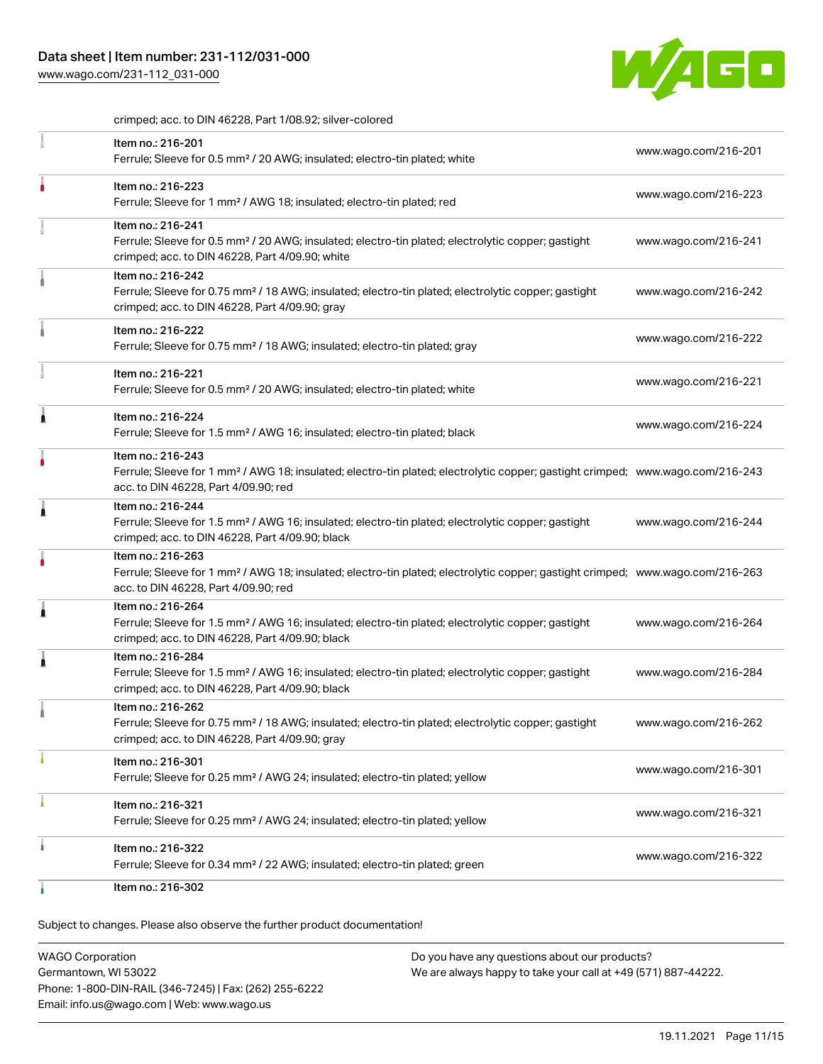crimped; acc. to DIN 46228, Part 1/08.92; silver-colored

| | | |
|---|---|---|
| | Item no.: 216-201<br>Ferrule; Sleeve for 0.5 mm² / 20 AWG; insulated; electro-tin plated; white | www.wago.com/216-201 |
| | Item no.: 216-223<br>Ferrule; Sleeve for 1 mm² / AWG 18; insulated; electro-tin plated; red | www.wago.com/216-223 |
| | Item no.: 216-241<br>Ferrule; Sleeve for 0.5 mm² / 20 AWG; insulated; electro-tin plated; electrolytic copper; gastight crimped; acc. to DIN 46228, Part 4/09.90; white | www.wago.com/216-241 |
| | Item no.: 216-242<br>Ferrule; Sleeve for 0.75 mm² / 18 AWG; insulated; electro-tin plated; electrolytic copper; gastight crimped; acc. to DIN 46228, Part 4/09.90; gray | www.wago.com/216-242 |
| | Item no.: 216-222<br>Ferrule; Sleeve for 0.75 mm² / 18 AWG; insulated; electro-tin plated; gray | www.wago.com/216-222 |
| | Item no.: 216-221<br>Ferrule; Sleeve for 0.5 mm² / 20 AWG; insulated; electro-tin plated; white | www.wago.com/216-221 |
| | Item no.: 216-224<br>Ferrule; Sleeve for 1.5 mm² / AWG 16; insulated; electro-tin plated; black | www.wago.com/216-224 |
| | Item no.: 216-243<br>Ferrule; Sleeve for 1 mm² / AWG 18; insulated; electro-tin plated; electrolytic copper; gastight crimped; acc. to DIN 46228, Part 4/09.90; red | www.wago.com/216-243 |
| | Item no.: 216-244<br>Ferrule; Sleeve for 1.5 mm² / AWG 16; insulated; electro-tin plated; electrolytic copper; gastight crimped; acc. to DIN 46228, Part 4/09.90; black | www.wago.com/216-244 |
| | Item no.: 216-263<br>Ferrule; Sleeve for 1 mm² / AWG 18; insulated; electro-tin plated; electrolytic copper; gastight crimped; acc. to DIN 46228, Part 4/09.90; red | www.wago.com/216-263 |
| | Item no.: 216-264<br>Ferrule; Sleeve for 1.5 mm² / AWG 16; insulated; electro-tin plated; electrolytic copper; gastight crimped; acc. to DIN 46228, Part 4/09.90; black | www.wago.com/216-264 |
| | Item no.: 216-284<br>Ferrule; Sleeve for 1.5 mm² / AWG 16; insulated; electro-tin plated; electrolytic copper; gastight crimped; acc. to DIN 46228, Part 4/09.90; black | www.wago.com/216-284 |
| | Item no.: 216-262<br>Ferrule; Sleeve for 0.75 mm² / 18 AWG; insulated; electro-tin plated; electrolytic copper; gastight crimped; acc. to DIN 46228, Part 4/09.90; gray | www.wago.com/216-262 |
| | Item no.: 216-301<br>Ferrule; Sleeve for 0.25 mm² / AWG 24; insulated; electro-tin plated; yellow | www.wago.com/216-301 |
| | Item no.: 216-321<br>Ferrule; Sleeve for 0.25 mm² / AWG 24; insulated; electro-tin plated; yellow | www.wago.com/216-321 |
| | Item no.: 216-322<br>Ferrule; Sleeve for 0.34 mm² / 22 AWG; insulated; electro-tin plated; green | www.wago.com/216-322 |
| | Item no.: 216-302 | |

Subject to changes. Please also observe the further product documentation!

WAGO Corporation
Germantown, WI 53022
Phone: 1-800-DIN-RAIL (346-7245) | Fax: (262) 255-6222
Email: info.us@wago.com | Web: www.wago.us

Do you have any questions about our products?
We are always happy to take your call at +49 (571) 887-44222.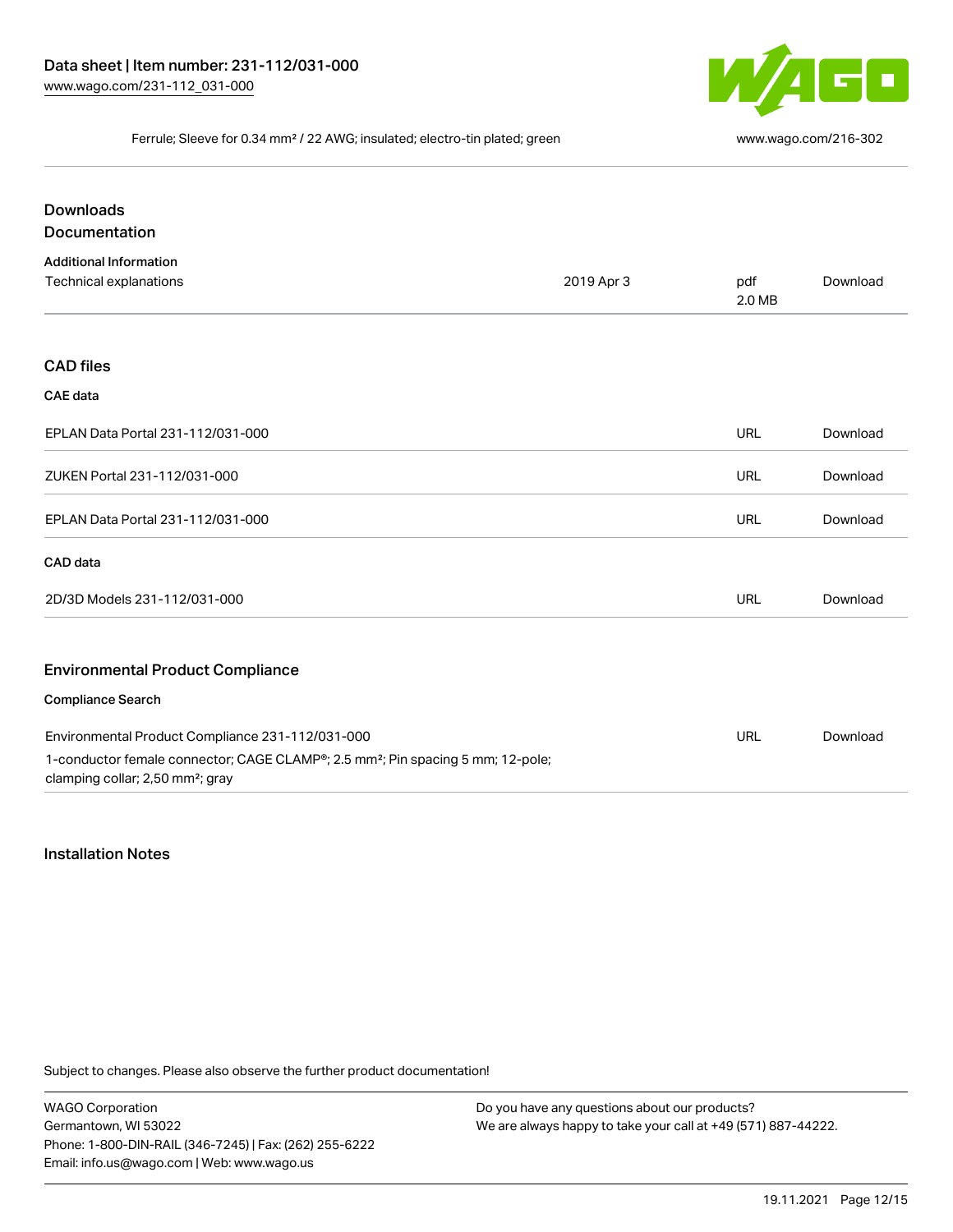Ferrule; Sleeve for 0.34 mm² / 22 AWG; insulated; electro-tin plated; green

www.wago.com/216-302

## Downloads

### Documentation

**Additional Information**

| | | | |
|---|---|---|---|
| Technical explanations | 2019 Apr 3 | pdf 2.0 MB | Download |

## CAD files

**CAE data**

| | | |
|---|---|---|
| EPLAN Data Portal 231-112/031-000 | URL | Download |
| ZUKEN Portal 231-112/031-000 | URL | Download |
| EPLAN Data Portal 231-112/031-000 | URL | Download |

**CAD data**

| | | |
|---|---|---|
| 2D/3D Models 231-112/031-000 | URL | Download |

## Environmental Product Compliance

**Compliance Search**

| | | |
|---|---|---|
| Environmental Product Compliance 231-112/031-000<br>1-conductor female connector; CAGE CLAMP®; 2.5 mm²; Pin spacing 5 mm; 12-pole; clamping collar; 2,50 mm²; gray | URL | Download |

## Installation Notes

Subject to changes. Please also observe the further product documentation!

WAGO Corporation
Germantown, WI 53022
Phone: 1-800-DIN-RAIL (346-7245) | Fax: (262) 255-6222
Email: info.us@wago.com | Web: www.wago.us

Do you have any questions about our products?
We are always happy to take your call at +49 (571) 887-44222.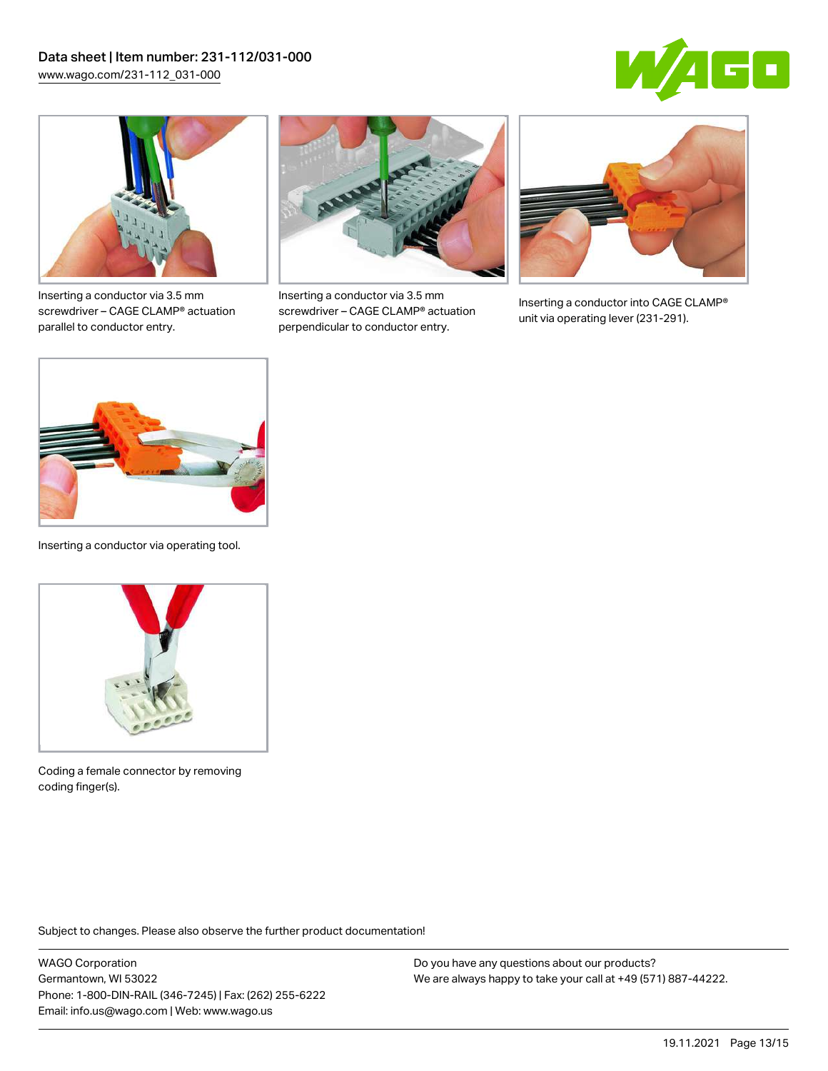Inserting a conductor via 3.5 mm screwdriver – CAGE CLAMP® actuation parallel to conductor entry.

Inserting a conductor via 3.5 mm screwdriver – CAGE CLAMP® actuation perpendicular to conductor entry.

Inserting a conductor into CAGE CLAMP® unit via operating lever (231-291).

Inserting a conductor via operating tool.

Coding a female connector by removing coding finger(s).

Subject to changes. Please also observe the further product documentation!

WAGO Corporation
Germantown, WI 53022
Phone: 1-800-DIN-RAIL (346-7245) | Fax: (262) 255-6222
Email: info.us@wago.com | Web: www.wago.us

Do you have any questions about our products?
We are always happy to take your call at +49 (571) 887-44222.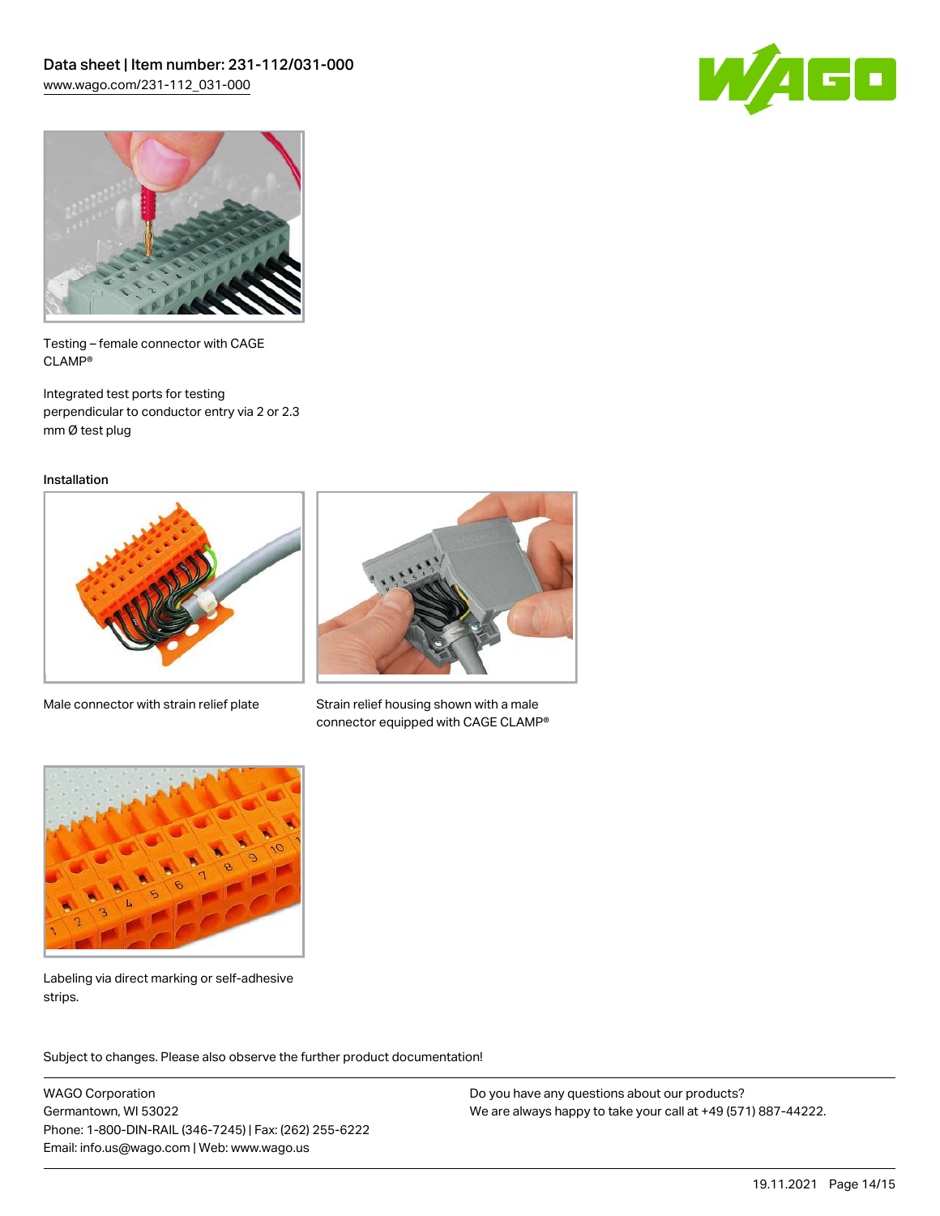Testing – female connector with CAGE CLAMP®

Integrated test ports for testing perpendicular to conductor entry via 2 or 2.3 mm Ø test plug

Installation

Male connector with strain relief plate

Strain relief housing shown with a male connector equipped with CAGE CLAMP®

Labeling via direct marking or self-adhesive strips.

Subject to changes. Please also observe the further product documentation!

WAGO Corporation
Germantown, WI 53022
Phone: 1-800-DIN-RAIL (346-7245) | Fax: (262) 255-6222
Email: info.us@wago.com | Web: www.wago.us

Do you have any questions about our products?
We are always happy to take your call at +49 (571) 887-44222.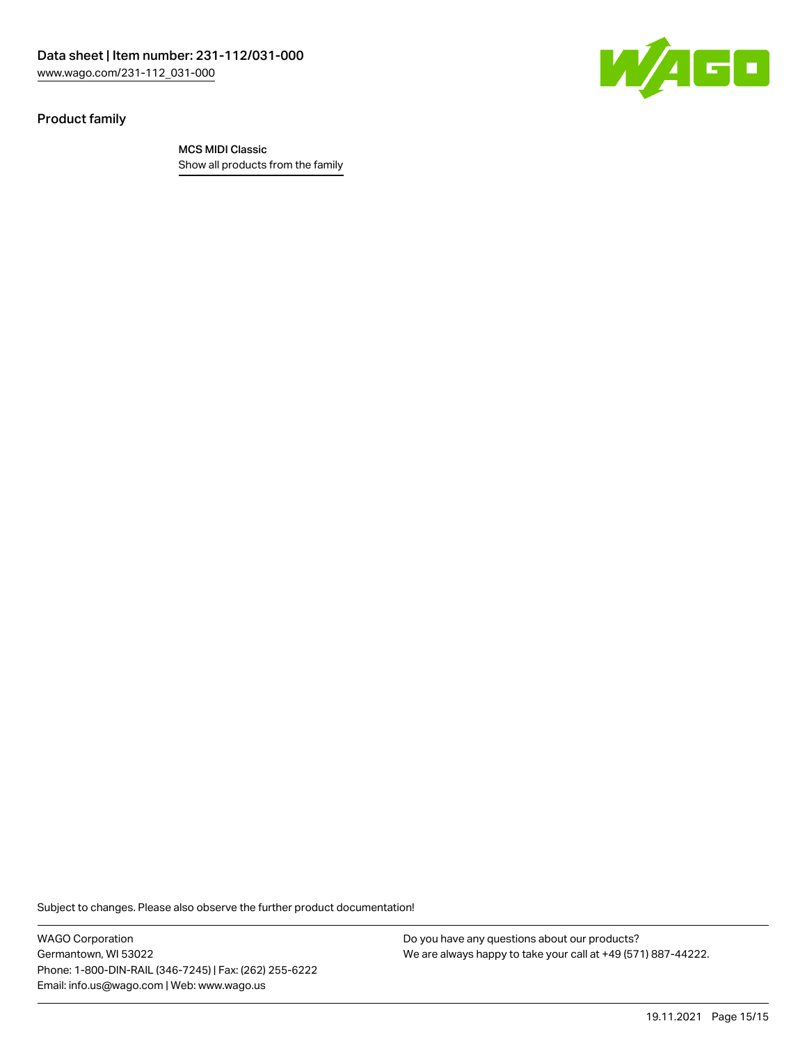## Product family

**MCS MIDI Classic**
Show all products from the family